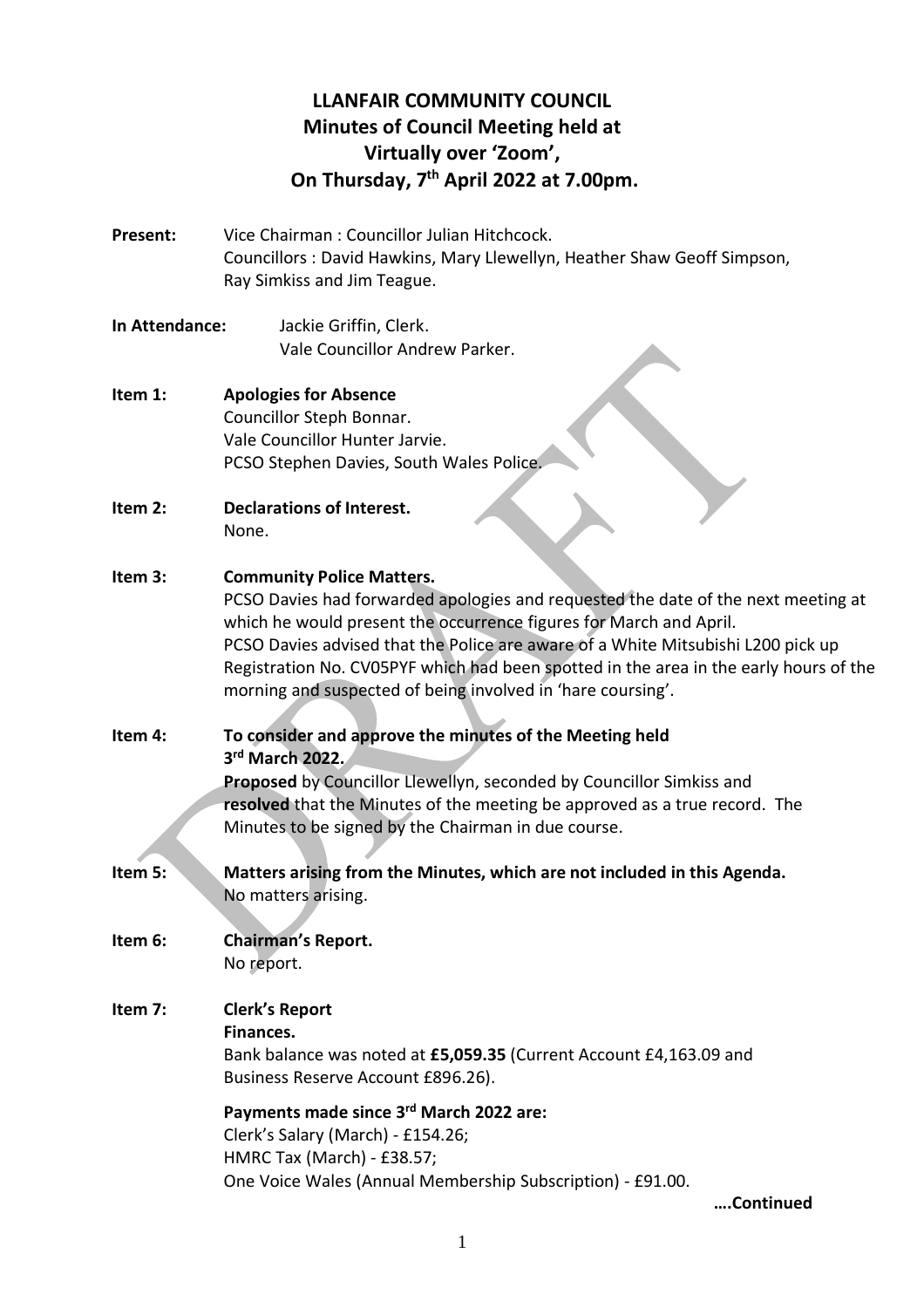# LLANFAIR COMMUNITY COUNCIL
## Minutes of Council Meeting held at Virtually over 'Zoom', On Thursday, 7th April 2022 at 7.00pm.

**Present:** Vice Chairman : Councillor Julian Hitchcock.
Councillors : David Hawkins, Mary Llewellyn, Heather Shaw Geoff Simpson, Ray Simkiss and Jim Teague.

**In Attendance:** Jackie Griffin, Clerk.
Vale Councillor Andrew Parker.

**Item 1: Apologies for Absence**
Councillor Steph Bonnar.
Vale Councillor Hunter Jarvie.
PCSO Stephen Davies, South Wales Police.

**Item 2: Declarations of Interest.**
None.

**Item 3: Community Police Matters.**
PCSO Davies had forwarded apologies and requested the date of the next meeting at which he would present the occurrence figures for March and April.
PCSO Davies advised that the Police are aware of a White Mitsubishi L200 pick up Registration No. CV05PYF which had been spotted in the area in the early hours of the morning and suspected of being involved in 'hare coursing'.

**Item 4: To consider and approve the minutes of the Meeting held 3rd March 2022.**
**Proposed** by Councillor Llewellyn, seconded by Councillor Simkiss and **resolved** that the Minutes of the meeting be approved as a true record. The Minutes to be signed by the Chairman in due course.

**Item 5: Matters arising from the Minutes, which are not included in this Agenda.**
No matters arising.

**Item 6: Chairman's Report.**
No report.

**Item 7: Clerk's Report**
**Finances.**
Bank balance was noted at **£5,059.35** (Current Account £4,163.09 and Business Reserve Account £896.26).

**Payments made since 3rd March 2022 are:**
Clerk's Salary (March) - £154.26;
HMRC Tax (March) - £38.57;
One Voice Wales (Annual Membership Subscription) - £91.00.

**….Continued**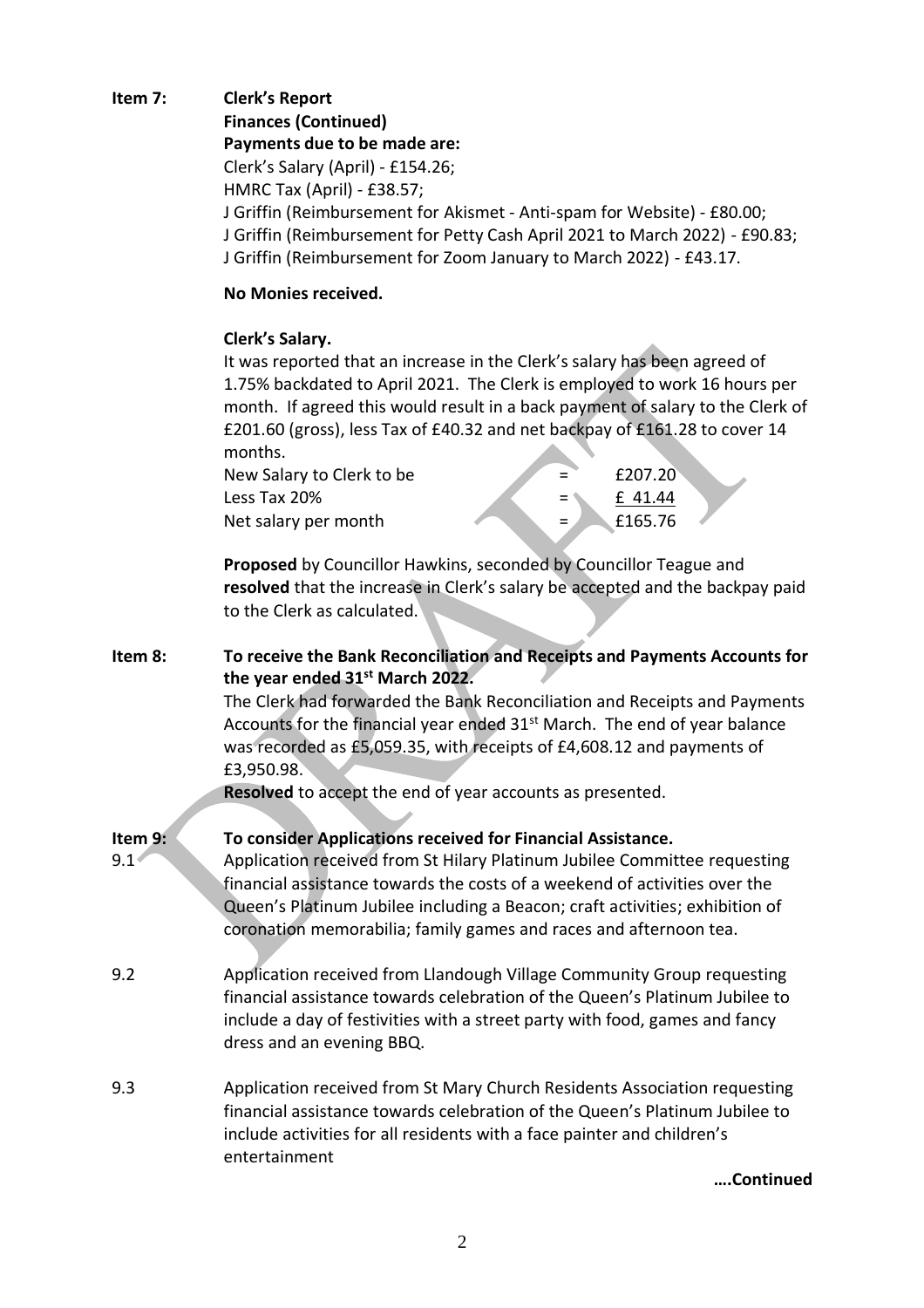**Item 7: Clerk's Report**

**Finances (Continued)**

**Payments due to be made are:**

Clerk's Salary (April) - £154.26;
HMRC Tax (April) - £38.57;
J Griffin (Reimbursement for Akismet - Anti-spam for Website) - £80.00;
J Griffin (Reimbursement for Petty Cash April 2021 to March 2022) - £90.83;
J Griffin (Reimbursement for Zoom January to March 2022) - £43.17.

**No Monies received.**

**Clerk's Salary.**

It was reported that an increase in the Clerk's salary has been agreed of 1.75% backdated to April 2021. The Clerk is employed to work 16 hours per month. If agreed this would result in a back payment of salary to the Clerk of £201.60 (gross), less Tax of £40.32 and net backpay of £161.28 to cover 14 months.

| | | |
|---|---|---|
| New Salary to Clerk to be | = | £207.20 |
| Less Tax 20% | = | £ 41.44 |
| Net salary per month | = | £165.76 |

**Proposed** by Councillor Hawkins, seconded by Councillor Teague and **resolved** that the increase in Clerk's salary be accepted and the backpay paid to the Clerk as calculated.

**Item 8: To receive the Bank Reconciliation and Receipts and Payments Accounts for the year ended 31st March 2022.**

The Clerk had forwarded the Bank Reconciliation and Receipts and Payments Accounts for the financial year ended 31st March. The end of year balance was recorded as £5,059.35, with receipts of £4,608.12 and payments of £3,950.98.

**Resolved** to accept the end of year accounts as presented.

**Item 9: To consider Applications received for Financial Assistance.**

9.1 Application received from St Hilary Platinum Jubilee Committee requesting financial assistance towards the costs of a weekend of activities over the Queen's Platinum Jubilee including a Beacon; craft activities; exhibition of coronation memorabilia; family games and races and afternoon tea.

9.2 Application received from Llandough Village Community Group requesting financial assistance towards celebration of the Queen's Platinum Jubilee to include a day of festivities with a street party with food, games and fancy dress and an evening BBQ.

9.3 Application received from St Mary Church Residents Association requesting financial assistance towards celebration of the Queen's Platinum Jubilee to include activities for all residents with a face painter and children's entertainment

**….Continued**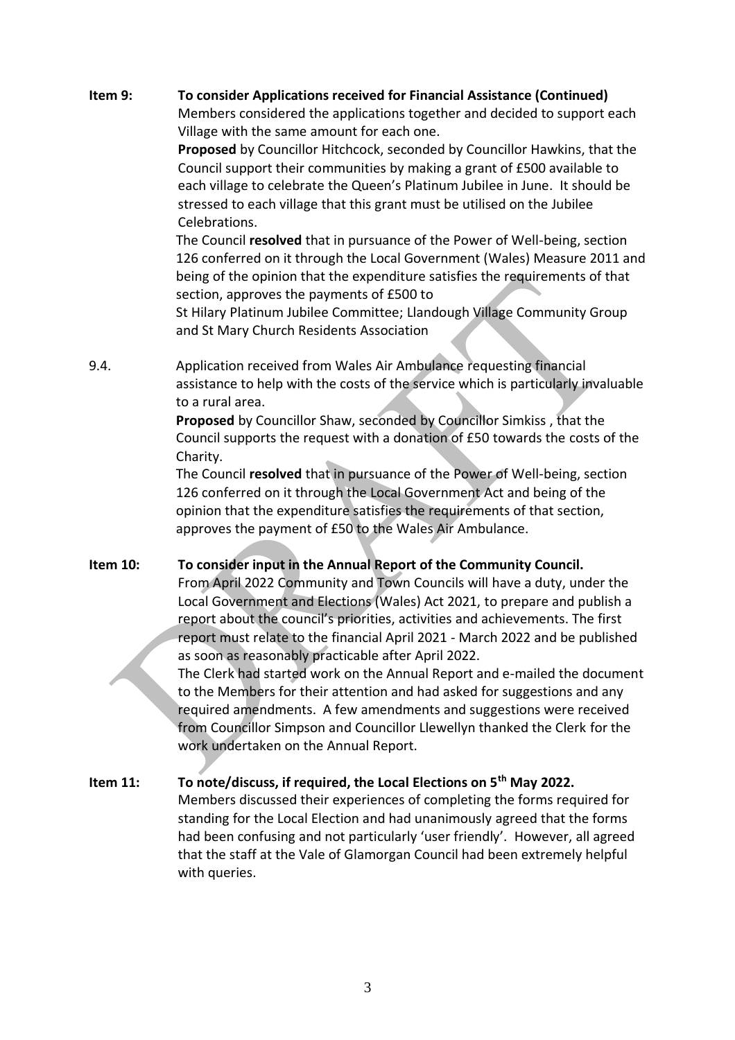**Item 9: To consider Applications received for Financial Assistance (Continued)**

Members considered the applications together and decided to support each Village with the same amount for each one.

**Proposed** by Councillor Hitchcock, seconded by Councillor Hawkins, that the Council support their communities by making a grant of £500 available to each village to celebrate the Queen's Platinum Jubilee in June. It should be stressed to each village that this grant must be utilised on the Jubilee Celebrations.

The Council **resolved** that in pursuance of the Power of Well-being, section 126 conferred on it through the Local Government (Wales) Measure 2011 and being of the opinion that the expenditure satisfies the requirements of that section, approves the payments of £500 to St Hilary Platinum Jubilee Committee; Llandough Village Community Group and St Mary Church Residents Association

9.4. Application received from Wales Air Ambulance requesting financial assistance to help with the costs of the service which is particularly invaluable to a rural area.

**Proposed** by Councillor Shaw, seconded by Councillor Simkiss , that the Council supports the request with a donation of £50 towards the costs of the Charity.

The Council **resolved** that in pursuance of the Power of Well-being, section 126 conferred on it through the Local Government Act and being of the opinion that the expenditure satisfies the requirements of that section, approves the payment of £50 to the Wales Air Ambulance.

**Item 10: To consider input in the Annual Report of the Community Council.**

From April 2022 Community and Town Councils will have a duty, under the Local Government and Elections (Wales) Act 2021, to prepare and publish a report about the council's priorities, activities and achievements. The first report must relate to the financial April 2021 - March 2022 and be published as soon as reasonably practicable after April 2022.

The Clerk had started work on the Annual Report and e-mailed the document to the Members for their attention and had asked for suggestions and any required amendments. A few amendments and suggestions were received from Councillor Simpson and Councillor Llewellyn thanked the Clerk for the work undertaken on the Annual Report.

**Item 11: To note/discuss, if required, the Local Elections on 5th May 2022.**

Members discussed their experiences of completing the forms required for standing for the Local Election and had unanimously agreed that the forms had been confusing and not particularly 'user friendly'. However, all agreed that the staff at the Vale of Glamorgan Council had been extremely helpful with queries.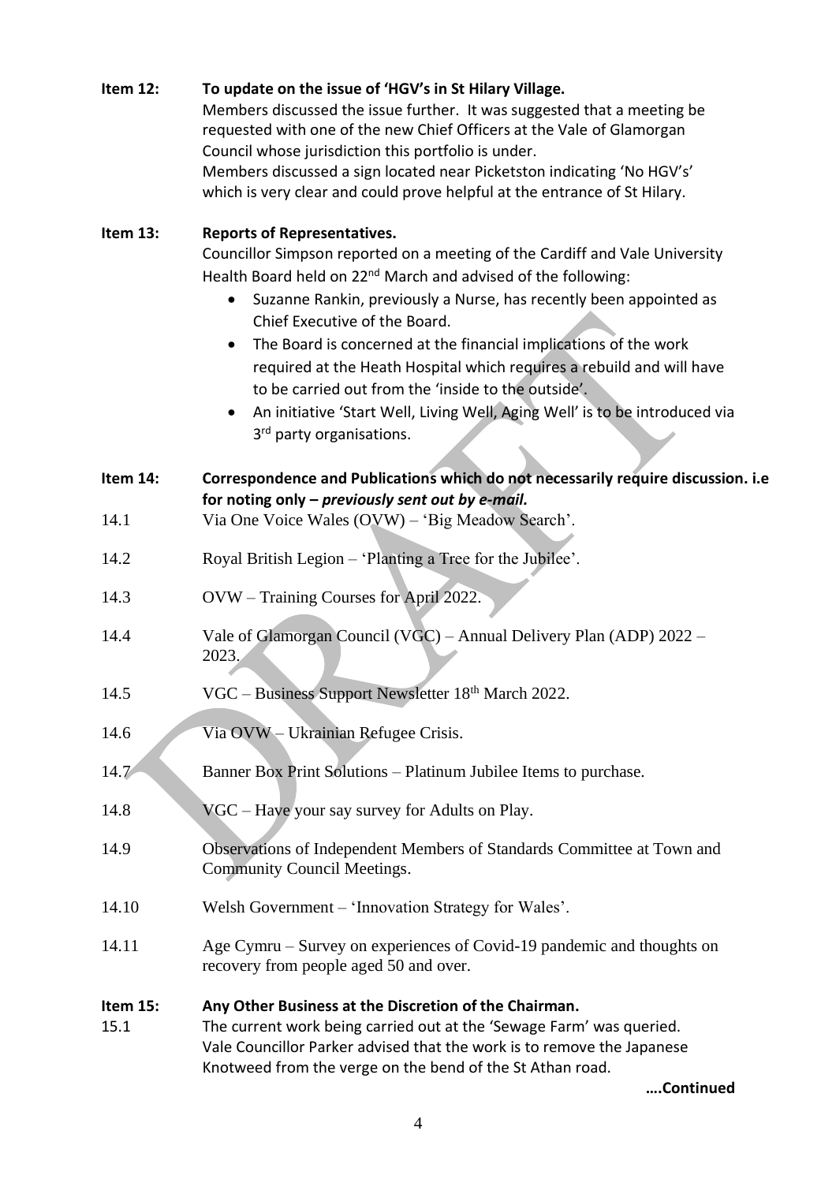**Item 12: To update on the issue of 'HGV's in St Hilary Village.**

Members discussed the issue further. It was suggested that a meeting be requested with one of the new Chief Officers at the Vale of Glamorgan Council whose jurisdiction this portfolio is under.

Members discussed a sign located near Picketston indicating 'No HGV's' which is very clear and could prove helpful at the entrance of St Hilary.

**Item 13: Reports of Representatives.**

Councillor Simpson reported on a meeting of the Cardiff and Vale University Health Board held on 22nd March and advised of the following:

- Suzanne Rankin, previously a Nurse, has recently been appointed as Chief Executive of the Board.
- The Board is concerned at the financial implications of the work required at the Heath Hospital which requires a rebuild and will have to be carried out from the 'inside to the outside'.
- An initiative 'Start Well, Living Well, Aging Well' is to be introduced via 3rd party organisations.

**Item 14: Correspondence and Publications which do not necessarily require discussion. i.e for noting only – *previously sent out by e-mail.***

14.1 Via One Voice Wales (OVW) – 'Big Meadow Search'.

14.2 Royal British Legion – 'Planting a Tree for the Jubilee'.

14.3 OVW – Training Courses for April 2022.

14.4 Vale of Glamorgan Council (VGC) – Annual Delivery Plan (ADP) 2022 – 2023.

14.5 VGC – Business Support Newsletter 18th March 2022.

14.6 Via OVW – Ukrainian Refugee Crisis.

14.7 Banner Box Print Solutions – Platinum Jubilee Items to purchase.

14.8 VGC – Have your say survey for Adults on Play.

14.9 Observations of Independent Members of Standards Committee at Town and Community Council Meetings.

14.10 Welsh Government – 'Innovation Strategy for Wales'.

14.11 Age Cymru – Survey on experiences of Covid-19 pandemic and thoughts on recovery from people aged 50 and over.

**Item 15: Any Other Business at the Discretion of the Chairman.**

15.1 The current work being carried out at the 'Sewage Farm' was queried. Vale Councillor Parker advised that the work is to remove the Japanese Knotweed from the verge on the bend of the St Athan road.

**….Continued**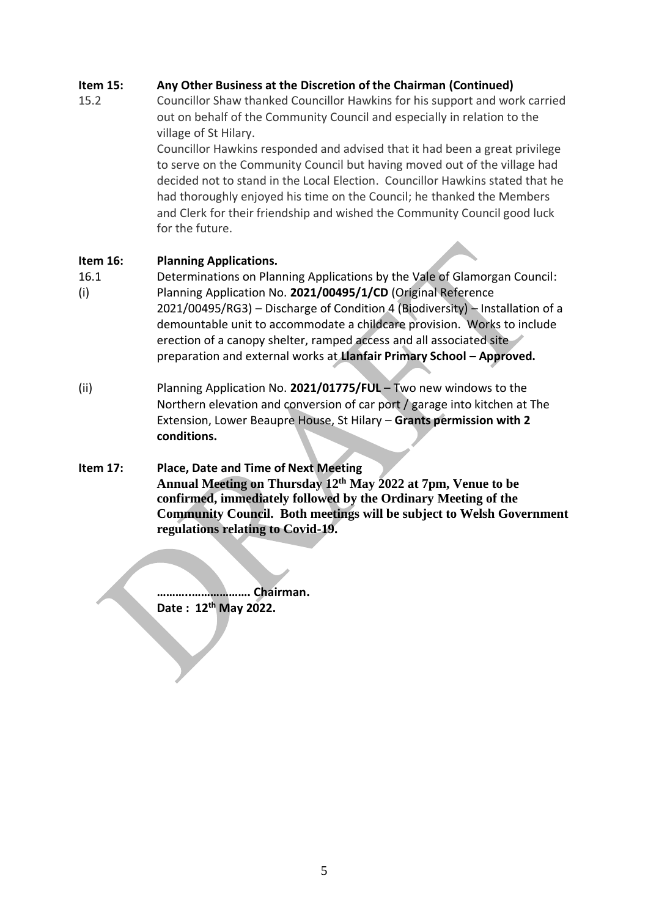**Item 15: Any Other Business at the Discretion of the Chairman (Continued)**

15.2 Councillor Shaw thanked Councillor Hawkins for his support and work carried out on behalf of the Community Council and especially in relation to the village of St Hilary.

Councillor Hawkins responded and advised that it had been a great privilege to serve on the Community Council but having moved out of the village had decided not to stand in the Local Election. Councillor Hawkins stated that he had thoroughly enjoyed his time on the Council; he thanked the Members and Clerk for their friendship and wished the Community Council good luck for the future.

**Item 16: Planning Applications.**

16.1 Determinations on Planning Applications by the Vale of Glamorgan Council:

(i) Planning Application No. **2021/00495/1/CD** (Original Reference 2021/00495/RG3) – Discharge of Condition 4 (Biodiversity) – Installation of a demountable unit to accommodate a childcare provision. Works to include erection of a canopy shelter, ramped access and all associated site preparation and external works at **Llanfair Primary School – Approved.**

(ii) Planning Application No. **2021/01775/FUL** – Two new windows to the Northern elevation and conversion of car port / garage into kitchen at The Extension, Lower Beaupre House, St Hilary – **Grants permission with 2 conditions.**

**Item 17: Place, Date and Time of Next Meeting**

**Annual Meeting on Thursday 12th May 2022 at 7pm, Venue to be confirmed, immediately followed by the Ordinary Meeting of the Community Council. Both meetings will be subject to Welsh Government regulations relating to Covid-19.**

**……….……………… Chairman.**

**Date : 12th May 2022.**

DRAFT